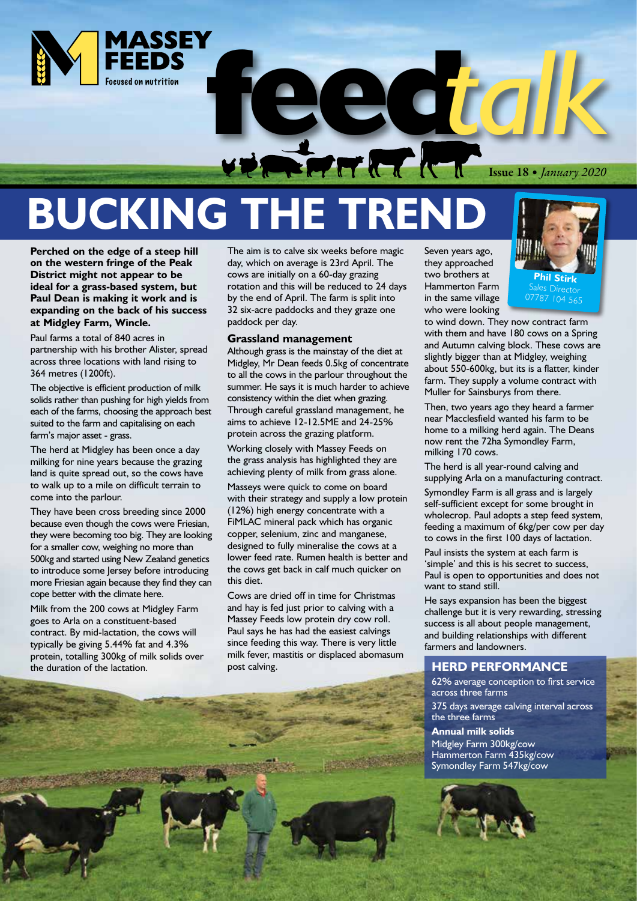# BUCKING THE TREND

**Perched on the edge of a steep hill on the western fringe of the Peak District might not appear to be ideal for a grass-based system, but Paul Dean is making it work and is expanding on the back of his success at Midgley Farm, Wincle.**

Paul farms a total of 840 acres in partnership with his brother Alister, spread across three locations with land rising to 364 metres (1200ft).

The objective is efficient production of milk solids rather than pushing for high yields from each of the farms, choosing the approach best suited to the farm and capitalising on each farm's major asset - grass.

The herd at Midgley has been once a day milking for nine years because the grazing land is quite spread out, so the cows have to walk up to a mile on difficult terrain to come into the parlour.

They have been cross breeding since 2000 because even though the cows were Friesian, they were becoming too big. They are looking for a smaller cow, weighing no more than 500kg and started using New Zealand genetics to introduce some Jersey before introducing more Friesian again because they find they can cope better with the climate here.

Milk from the 200 cows at Midgley Farm goes to Arla on a constituent-based contract. By mid-lactation, the cows will typically be giving 5.44% fat and 4.3% protein, totalling 300kg of milk solids over the duration of the lactation.

The aim is to calve six weeks before magic day, which on average is 23rd April. The cows are initially on a 60-day grazing rotation and this will be reduced to 24 days by the end of April. The farm is split into 32 six-acre paddocks and they graze one paddock per day.

## Grassland management

Although grass is the mainstay of the diet at Midgley, Mr Dean feeds 0.5kg of concentrate to all the cows in the parlour throughout the summer. He says it is much harder to achieve consistency within the diet when grazing. Through careful grassland management, he aims to achieve 12-12.5ME and 24-25% protein across the grazing platform.

Working closely with Massey Feeds on the grass analysis has highlighted they are achieving plenty of milk from grass alone.

Masseys were quick to come on board with their strategy and supply a low protein (12%) high energy concentrate with a FiMLAC mineral pack which has organic copper, selenium, zinc and manganese, designed to fully mineralise the cows at a lower feed rate. Rumen health is better and the cows get back in calf much quicker on this diet.

Cows are dried off in time for Christmas and hay is fed just prior to calving with a Massey Feeds low protein dry cow roll. Paul says he has had the easiest calvings since feeding this way. There is very little milk fever, mastitis or displaced abomasum post calving.

Seven years ago, they approached two brothers at Hammerton Farm in the same village who were looking to wind down. They now contract farm with them and have 180 cows on a Spring and Autumn calving block. These cows are slightly bigger than at Midgley, weighing about 550-600kg, but its is a flatter, kinder farm. They supply a volume contract with Muller for Sainsburys from there.

**Phil Stirk**
Sales Director
07787 104 565

Then, two years ago they heard a farmer near Macclesfield wanted his farm to be home to a milking herd again. The Deans now rent the 72ha Symondley Farm, milking 170 cows.

The herd is all year-round calving and supplying Arla on a manufacturing contract.

Symondley Farm is all grass and is largely self-sufficient except for some brought in wholecrop. Paul adopts a step feed system, feeding a maximum of 6kg/per cow per day to cows in the first 100 days of lactation.

Paul insists the system at each farm is 'simple' and this is his secret to success, Paul is open to opportunities and does not want to stand still.

He says expansion has been the biggest challenge but it is very rewarding, stressing success is all about people management, and building relationships with different farmers and landowners.

## HERD PERFORMANCE

62% average conception to first service across three farms

375 days average calving interval across the three farms

**Annual milk solids**

Midgley Farm 300kg/cow
Hammerton Farm 435kg/cow
Symondley Farm 547kg/cow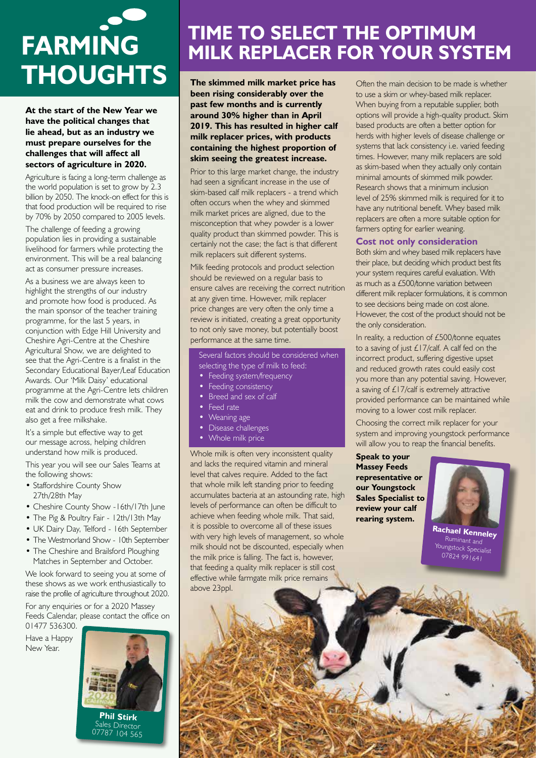# FARMING THOUGHTS

**At the start of the New Year we have the political changes that lie ahead, but as an industry we must prepare ourselves for the challenges that will affect all sectors of agriculture in 2020.**

Agriculture is facing a long-term challenge as the world population is set to grow by 2.3 billion by 2050. The knock-on effect for this is that food production will be required to rise by 70% by 2050 compared to 2005 levels.

The challenge of feeding a growing population lies in providing a sustainable livelihood for farmers while protecting the environment. This will be a real balancing act as consumer pressure increases.

As a business we are always keen to highlight the strengths of our industry and promote how food is produced. As the main sponsor of the teacher training programme, for the last 5 years, in conjunction with Edge Hill University and Cheshire Agri-Centre at the Cheshire Agricultural Show, we are delighted to see that the Agri-Centre is a finalist in the Secondary Educational Bayer/Leaf Education Awards. Our 'Milk Daisy' educational programme at the Agri-Centre lets children milk the cow and demonstrate what cows eat and drink to produce fresh milk. They also get a free milkshake.

It's a simple but effective way to get our message across, helping children understand how milk is produced.

This year you will see our Sales Teams at the following shows:

- Staffordshire County Show 27th/28th May
- Cheshire County Show - 16th/17th June
- The Pig & Poultry Fair - 12th/13th May
- UK Dairy Day, Telford - 16th September
- The Westmorland Show - 10th September
- The Cheshire and Brailsford Ploughing Matches in September and October.

We look forward to seeing you at some of these shows as we work enthusiastically to raise the profile of agriculture throughout 2020.

For any enquiries or for a 2020 Massey Feeds Calendar, please contact the office on 01477 536300.

Have a Happy New Year.

**Phil Stirk**
Sales Director
07787 104 565

# TIME TO SELECT THE OPTIMUM MILK REPLACER FOR YOUR SYSTEM

**The skimmed milk market price has been rising considerably over the past few months and is currently around 30% higher than in April 2019. This has resulted in higher calf milk replacer prices, with products containing the highest proportion of skim seeing the greatest increase.**

Prior to this large market change, the industry had seen a significant increase in the use of skim-based calf milk replacers - a trend which often occurs when the whey and skimmed milk market prices are aligned, due to the misconception that whey powder is a lower quality product than skimmed powder. This is certainly not the case; the fact is that different milk replacers suit different systems.

Milk feeding protocols and product selection should be reviewed on a regular basis to ensure calves are receiving the correct nutrition at any given time. However, milk replacer price changes are very often the only time a review is initiated, creating a great opportunity to not only save money, but potentially boost performance at the same time.

Several factors should be considered when selecting the type of milk to feed:

- Feeding system/frequency
- Feeding consistency
- Breed and sex of calf
- Feed rate
- Weaning age
- Disease challenges
- Whole milk price

Whole milk is often very inconsistent quality and lacks the required vitamin and mineral level that calves require. Added to the fact that whole milk left standing prior to feeding accumulates bacteria at an astounding rate, high levels of performance can often be difficult to achieve when feeding whole milk. That said, it is possible to overcome all of these issues with very high levels of management, so whole milk should not be discounted, especially when the milk price is falling. The fact is, however, that feeding a quality milk replacer is still cost effective while farmgate milk price remains above 23ppl.

Often the main decision to be made is whether to use a skim or whey-based milk replacer. When buying from a reputable supplier, both options will provide a high-quality product. Skim based products are often a better option for herds with higher levels of disease challenge or systems that lack consistency i.e. varied feeding times. However, many milk replacers are sold as skim-based when they actually only contain minimal amounts of skimmed milk powder. Research shows that a minimum inclusion level of 25% skimmed milk is required for it to have any nutritional benefit. Whey based milk replacers are often a more suitable option for farmers opting for earlier weaning.

### Cost not only consideration

Both skim and whey based milk replacers have their place, but deciding which product best fits your system requires careful evaluation. With as much as a £500/tonne variation between different milk replacer formulations, it is common to see decisions being made on cost alone. However, the cost of the product should not be the only consideration.

In reality, a reduction of £500/tonne equates to a saving of just £17/calf. A calf fed on the incorrect product, suffering digestive upset and reduced growth rates could easily cost you more than any potential saving. However, a saving of £17/calf is extremely attractive provided performance can be maintained while moving to a lower cost milk replacer.

Choosing the correct milk replacer for your system and improving youngstock performance will allow you to reap the financial benefits.

**Speak to your Massey Feeds representative or our Youngstock Sales Specialist to review your calf rearing system.**

**Rachael Kenneley**
Ruminant and Youngstock Specialist
07824 991641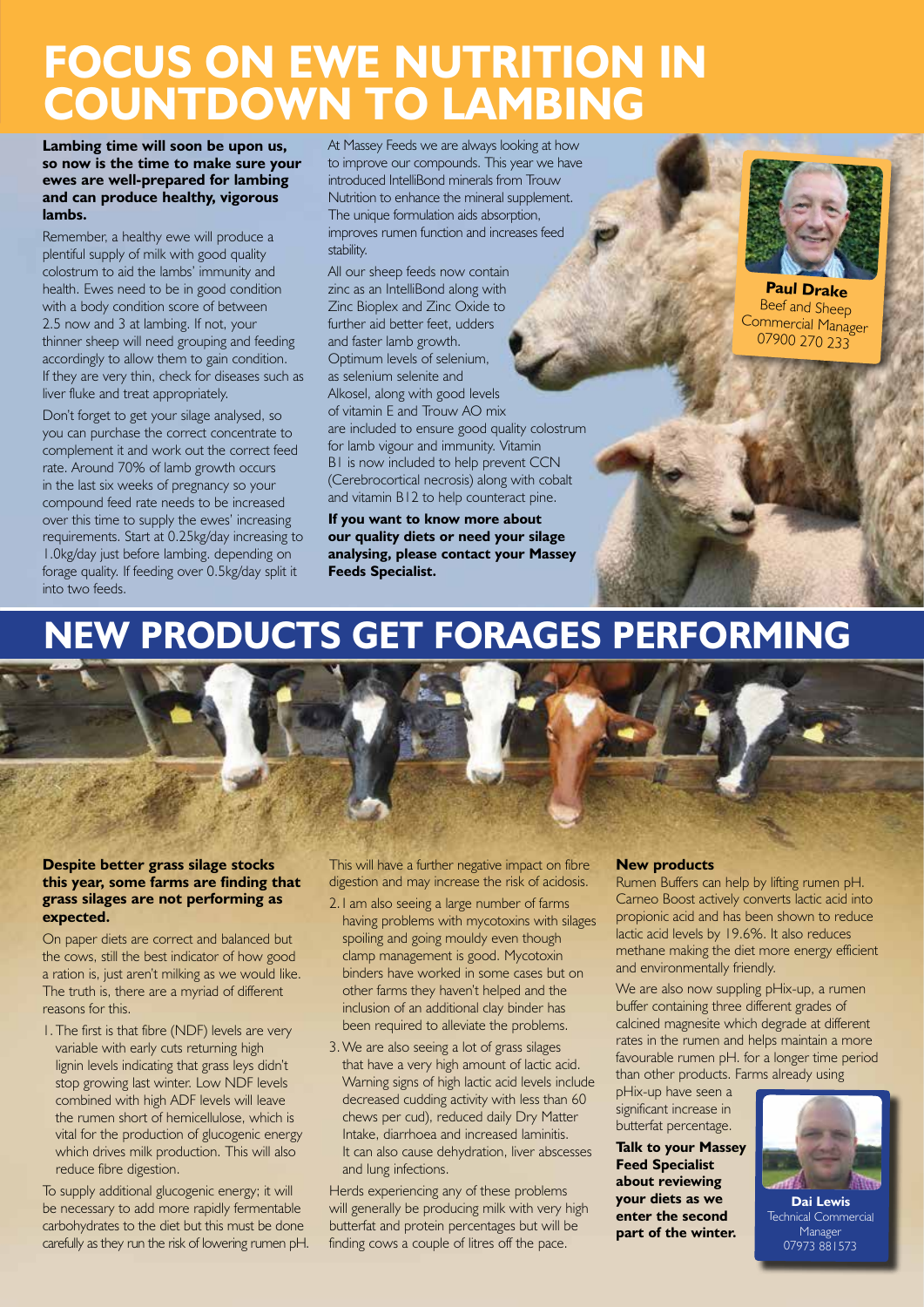# FOCUS ON EWE NUTRITION IN COUNTDOWN TO LAMBING

**Lambing time will soon be upon us, so now is the time to make sure your ewes are well-prepared for lambing and can produce healthy, vigorous lambs.**

Remember, a healthy ewe will produce a plentiful supply of milk with good quality colostrum to aid the lambs' immunity and health. Ewes need to be in good condition with a body condition score of between 2.5 now and 3 at lambing. If not, your thinner sheep will need grouping and feeding accordingly to allow them to gain condition. If they are very thin, check for diseases such as liver fluke and treat appropriately.

Don't forget to get your silage analysed, so you can purchase the correct concentrate to complement it and work out the correct feed rate. Around 70% of lamb growth occurs in the last six weeks of pregnancy so your compound feed rate needs to be increased over this time to supply the ewes' increasing requirements. Start at 0.25kg/day increasing to 1.0kg/day just before lambing. depending on forage quality. If feeding over 0.5kg/day split it into two feeds.

At Massey Feeds we are always looking at how to improve our compounds. This year we have introduced IntelliBond minerals from Trouw Nutrition to enhance the mineral supplement. The unique formulation aids absorption, improves rumen function and increases feed stability.

All our sheep feeds now contain zinc as an IntelliBond along with Zinc Bioplex and Zinc Oxide to further aid better feet, udders and faster lamb growth. Optimum levels of selenium, as selenium selenite and Alkosel, along with good levels of vitamin E and Trouw AO mix are included to ensure good quality colostrum for lamb vigour and immunity. Vitamin B1 is now included to help prevent CCN (Cerebrocortical necrosis) along with cobalt and vitamin B12 to help counteract pine.

**If you want to know more about our quality diets or need your silage analysing, please contact your Massey Feeds Specialist.**

**Paul Drake**
Beef and Sheep Commercial Manager
07900 270 233

# NEW PRODUCTS GET FORAGES PERFORMING

**Despite better grass silage stocks this year, some farms are finding that grass silages are not performing as expected.**

On paper diets are correct and balanced but the cows, still the best indicator of how good a ration is, just aren't milking as we would like. The truth is, there are a myriad of different reasons for this.

1. The first is that fibre (NDF) levels are very variable with early cuts returning high lignin levels indicating that grass leys didn't stop growing last winter. Low NDF levels combined with high ADF levels will leave the rumen short of hemicellulose, which is vital for the production of glucogenic energy which drives milk production. This will also reduce fibre digestion.

To supply additional glucogenic energy; it will be necessary to add more rapidly fermentable carbohydrates to the diet but this must be done carefully as they run the risk of lowering rumen pH. This will have a further negative impact on fibre digestion and may increase the risk of acidosis.

2. I am also seeing a large number of farms having problems with mycotoxins with silages spoiling and going mouldy even though clamp management is good. Mycotoxin binders have worked in some cases but on other farms they haven't helped and the inclusion of an additional clay binder has been required to alleviate the problems.

3. We are also seeing a lot of grass silages that have a very high amount of lactic acid. Warning signs of high lactic acid levels include decreased cudding activity with less than 60 chews per cud), reduced daily Dry Matter Intake, diarrhoea and increased laminitis. It can also cause dehydration, liver abscesses and lung infections.

Herds experiencing any of these problems will generally be producing milk with very high butterfat and protein percentages but will be finding cows a couple of litres off the pace.

**New products**

Rumen Buffers can help by lifting rumen pH. Carneo Boost actively converts lactic acid into propionic acid and has been shown to reduce lactic acid levels by 19.6%. It also reduces methane making the diet more energy efficient and environmentally friendly.

We are also now suppling pHix-up, a rumen buffer containing three different grades of calcined magnesite which degrade at different rates in the rumen and helps maintain a more favourable rumen pH. for a longer time period than other products. Farms already using pHix-up have seen a significant increase in butterfat percentage.

**Talk to your Massey Feed Specialist about reviewing your diets as we enter the second part of the winter.**

**Dai Lewis**
Technical Commercial Manager
07973 881573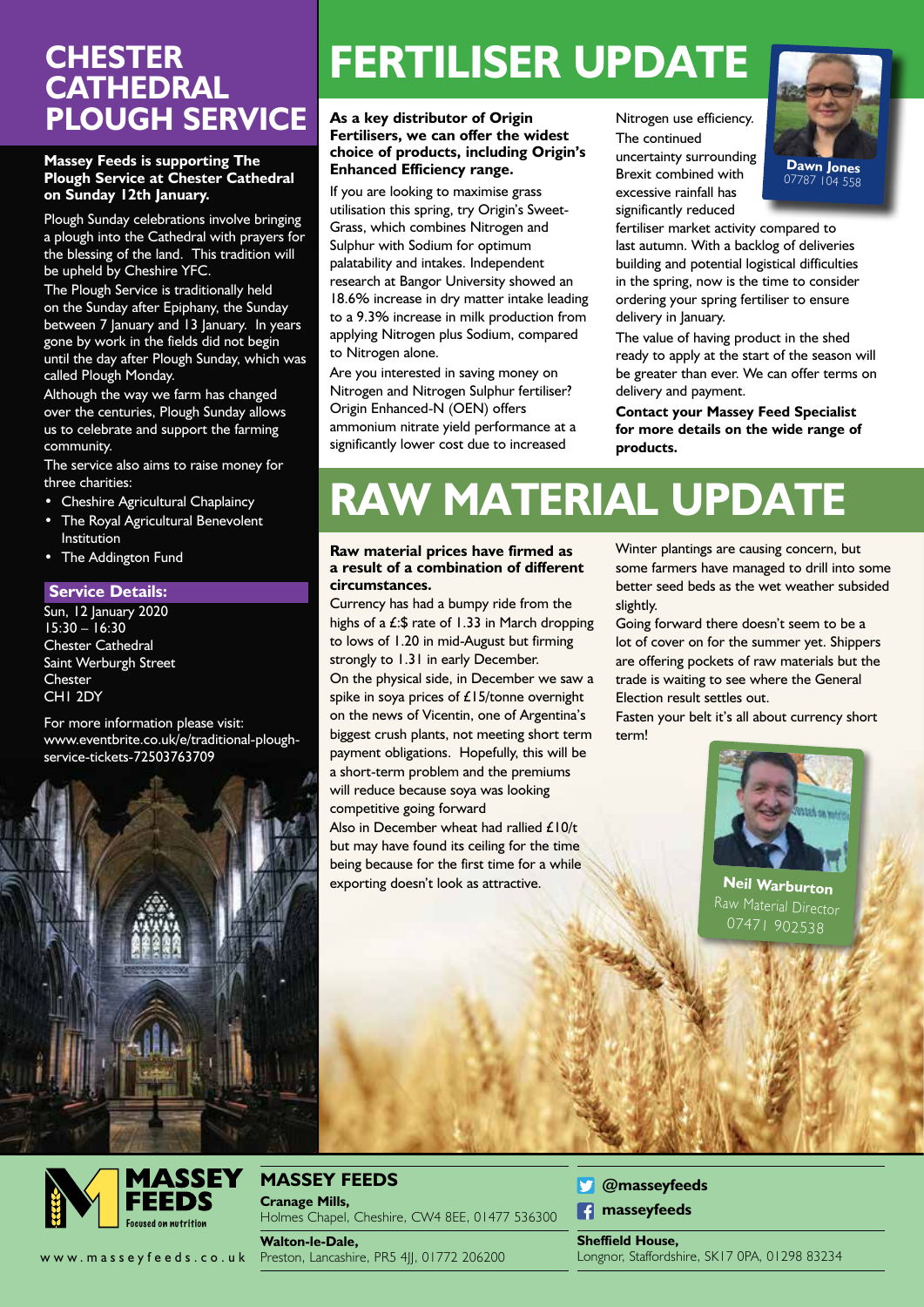# CHESTER CATHEDRAL PLOUGH SERVICE

**Massey Feeds is supporting The Plough Service at Chester Cathedral on Sunday 12th January.**

Plough Sunday celebrations involve bringing a plough into the Cathedral with prayers for the blessing of the land. This tradition will be upheld by Cheshire YFC.

The Plough Service is traditionally held on the Sunday after Epiphany, the Sunday between 7 January and 13 January. In years gone by work in the fields did not begin until the day after Plough Sunday, which was called Plough Monday.

Although the way we farm has changed over the centuries, Plough Sunday allows us to celebrate and support the farming community.

The service also aims to raise money for three charities:

- Cheshire Agricultural Chaplaincy
- The Royal Agricultural Benevolent Institution
- The Addington Fund

### Service Details:

Sun, 12 January 2020
15:30 – 16:30
Chester Cathedral
Saint Werburgh Street
Chester
CH1 2DY

For more information please visit:
www.eventbrite.co.uk/e/traditional-plough-service-tickets-72503763709

# FERTILISER UPDATE

**As a key distributor of Origin Fertilisers, we can offer the widest choice of products, including Origin's Enhanced Efficiency range.**

If you are looking to maximise grass utilisation this spring, try Origin's Sweet-Grass, which combines Nitrogen and Sulphur with Sodium for optimum palatability and intakes. Independent research at Bangor University showed an 18.6% increase in dry matter intake leading to a 9.3% increase in milk production from applying Nitrogen plus Sodium, compared to Nitrogen alone.

Are you interested in saving money on Nitrogen and Nitrogen Sulphur fertiliser? Origin Enhanced-N (OEN) offers ammonium nitrate yield performance at a significantly lower cost due to increased Nitrogen use efficiency.

The continued uncertainty surrounding Brexit combined with excessive rainfall has significantly reduced fertiliser market activity compared to last autumn. With a backlog of deliveries building and potential logistical difficulties in the spring, now is the time to consider ordering your spring fertiliser to ensure delivery in January.

The value of having product in the shed ready to apply at the start of the season will be greater than ever. We can offer terms on delivery and payment.

**Contact your Massey Feed Specialist for more details on the wide range of products.**

**Dawn Jones**
07787 104 558

# RAW MATERIAL UPDATE

**Raw material prices have firmed as a result of a combination of different circumstances.**

Currency has had a bumpy ride from the highs of a £:$ rate of 1.33 in March dropping to lows of 1.20 in mid-August but firming strongly to 1.31 in early December.

On the physical side, in December we saw a spike in soya prices of £15/tonne overnight on the news of Vicentin, one of Argentina's biggest crush plants, not meeting short term payment obligations. Hopefully, this will be a short-term problem and the premiums will reduce because soya was looking competitive going forward

Also in December wheat had rallied £10/t but may have found its ceiling for the time being because for the first time for a while exporting doesn't look as attractive.

Winter plantings are causing concern, but some farmers have managed to drill into some better seed beds as the wet weather subsided slightly.

Going forward there doesn't seem to be a lot of cover on for the summer yet. Shippers are offering pockets of raw materials but the trade is waiting to see where the General Election result settles out.

Fasten your belt it's all about currency short term!

**Neil Warburton**
Raw Material Director
07471 902538

**MASSEY FEEDS**
Focused on nutrition
www.masseyfeeds.co.uk

**MASSEY FEEDS**

**Cranage Mills,**
Holmes Chapel, Cheshire, CW4 8EE, 01477 536300

**Walton-le-Dale,**
Preston, Lancashire, PR5 4JJ, 01772 206200

**@masseyfeeds**

**masseyfeeds**

**Sheffield House,**
Longnor, Staffordshire, SK17 0PA, 01298 83234